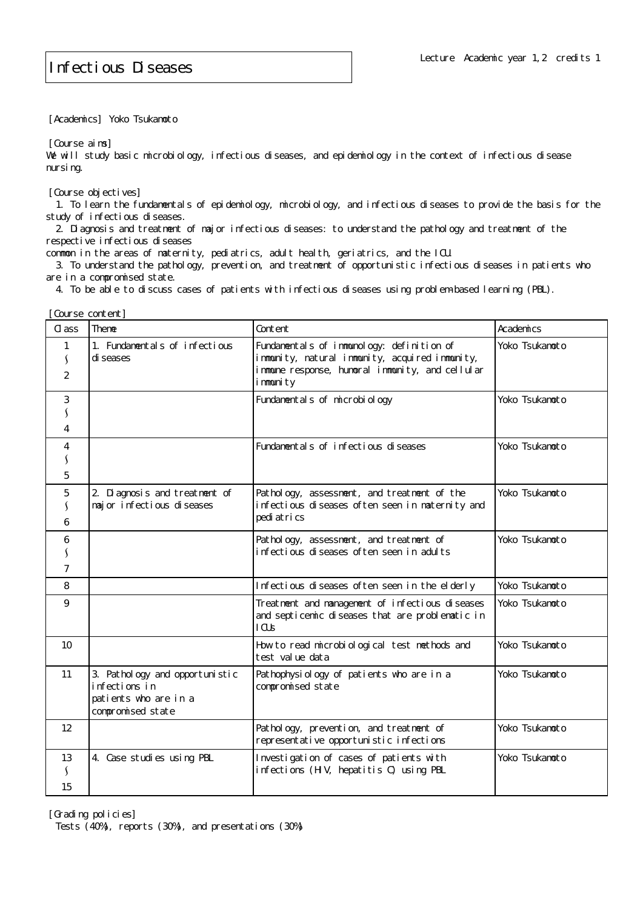# Infectious Diseases

Lecture Academic year 1,2 credits 1

[Academics] Yoko Tsukamoto

[Course aims]
We will study basic microbiology, infectious diseases, and epidemiology in the context of infectious disease nursing.

[Course objectives]
1. To learn the fundamentals of epidemiology, microbiology, and infectious diseases to provide the basis for the study of infectious diseases.
2. Diagnosis and treatment of major infectious diseases: to understand the pathology and treatment of the respective infectious diseases
common in the areas of maternity, pediatrics, adult health, geriatrics, and the ICU.
3. To understand the pathology, prevention, and treatment of opportunistic infectious diseases in patients who are in a compromised state.
4. To be able to discuss cases of patients with infectious diseases using problem-based learning (PBL).

[Course content]

| Class | Theme | Content | Academics |
|---|---|---|---|
| 1 ∫ 2 | 1. Fundamentals of infectious diseases | Fundamentals of immunology: definition of immunity, natural immunity, acquired immunity, immune response, humoral immunity, and cellular immunity | Yoko Tsukamoto |
| 3 ∫ 4 | | Fundamentals of microbiology | Yoko Tsukamoto |
| 4 ∫ 5 | | Fundamentals of infectious diseases | Yoko Tsukamoto |
| 5 ∫ 6 | 2. Diagnosis and treatment of major infectious diseases | Pathology, assessment, and treatment of the infectious diseases often seen in maternity and pediatrics | Yoko Tsukamoto |
| 6 ∫ 7 | | Pathology, assessment, and treatment of infectious diseases often seen in adults | Yoko Tsukamoto |
| 8 | | Infectious diseases often seen in the elderly | Yoko Tsukamoto |
| 9 | | Treatment and management of infectious diseases and septicemic diseases that are problematic in ICUs | Yoko Tsukamoto |
| 10 | | How to read microbiological test methods and test value data | Yoko Tsukamoto |
| 11 | 3. Pathology and opportunistic infections in patients who are in a compromised state | Pathophysiology of patients who are in a compromised state | Yoko Tsukamoto |
| 12 | | Pathology, prevention, and treatment of representative opportunistic infections | Yoko Tsukamoto |
| 13 ∫ 15 | 4. Case studies using PBL | Investigation of cases of patients with infections (HIV, hepatitis C) using PBL | Yoko Tsukamoto |

[Grading policies]
Tests (40%), reports (30%), and presentations (30%)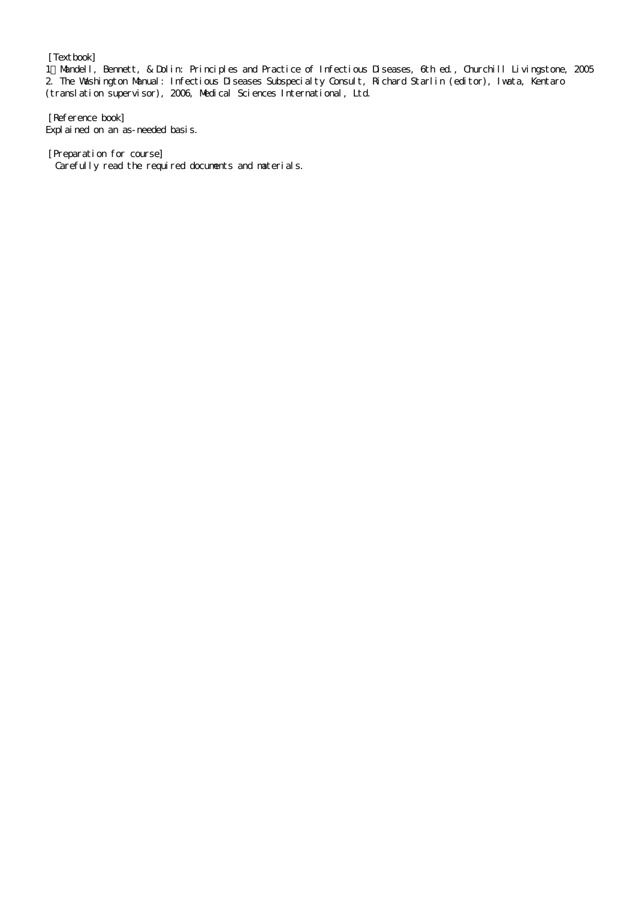[Textbook]

1．Mandell, Bennett, & Dolin: Principles and Practice of Infectious Diseases, 6th ed., Churchill Livingstone, 2005
2. The Washington Manual: Infectious Diseases Subspecialty Consult, Richard Starlin (editor), Iwata, Kentaro (translation supervisor), 2006, Medical Sciences International, Ltd.

[Reference book]

Explained on an as-needed basis.

[Preparation for course]

Carefully read the required documents and materials.